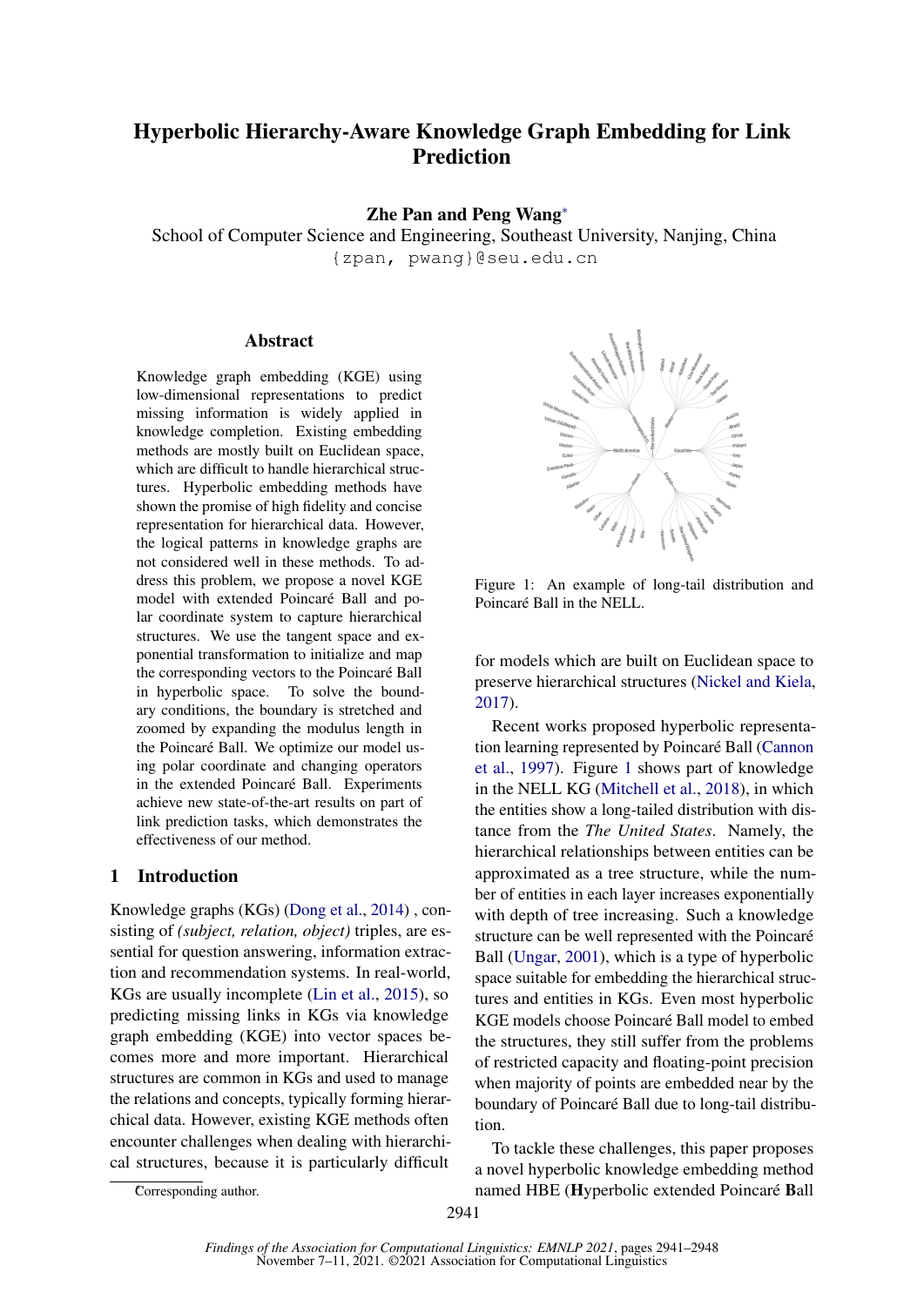# Hyperbolic Hierarchy-Aware Knowledge Graph Embedding for Link Prediction

**Zhe Pan and Peng Wang***

School of Computer Science and Engineering, Southeast University, Nanjing, China

{zpan, pwang}@seu.edu.cn

## Abstract

Knowledge graph embedding (KGE) using low-dimensional representations to predict missing information is widely applied in knowledge completion. Existing embedding methods are mostly built on Euclidean space, which are difficult to handle hierarchical structures. Hyperbolic embedding methods have shown the promise of high fidelity and concise representation for hierarchical data. However, the logical patterns in knowledge graphs are not considered well in these methods. To address this problem, we propose a novel KGE model with extended Poincaré Ball and polar coordinate system to capture hierarchical structures. We use the tangent space and exponential transformation to initialize and map the corresponding vectors to the Poincaré Ball in hyperbolic space. To solve the boundary conditions, the boundary is stretched and zoomed by expanding the modulus length in the Poincaré Ball. We optimize our model using polar coordinate and changing operators in the extended Poincaré Ball. Experiments achieve new state-of-the-art results on part of link prediction tasks, which demonstrates the effectiveness of our method.

## 1 Introduction

Knowledge graphs (KGs) (Dong et al., 2014) , consisting of *(subject, relation, object)* triples, are essential for question answering, information extraction and recommendation systems. In real-world, KGs are usually incomplete (Lin et al., 2015), so predicting missing links in KGs via knowledge graph embedding (KGE) into vector spaces becomes more and more important. Hierarchical structures are common in KGs and used to manage the relations and concepts, typically forming hierarchical data. However, existing KGE methods often encounter challenges when dealing with hierarchical structures, because it is particularly difficult for models which are built on Euclidean space to preserve hierarchical structures (Nickel and Kiela, 2017).

Figure 1: An example of long-tail distribution and Poincaré Ball in the NELL.

Recent works proposed hyperbolic representation learning represented by Poincaré Ball (Cannon et al., 1997). Figure 1 shows part of knowledge in the NELL KG (Mitchell et al., 2018), in which the entities show a long-tailed distribution with distance from the *The United States*. Namely, the hierarchical relationships between entities can be approximated as a tree structure, while the number of entities in each layer increases exponentially with depth of tree increasing. Such a knowledge structure can be well represented with the Poincaré Ball (Ungar, 2001), which is a type of hyperbolic space suitable for embedding the hierarchical structures and entities in KGs. Even most hyperbolic KGE models choose Poincaré Ball model to embed the structures, they still suffer from the problems of restricted capacity and floating-point precision when majority of points are embedded near by the boundary of Poincaré Ball due to long-tail distribution.

To tackle these challenges, this paper proposes a novel hyperbolic knowledge embedding method named HBE (**H**yperbolic extended Poincaré **B**all

*Corresponding author.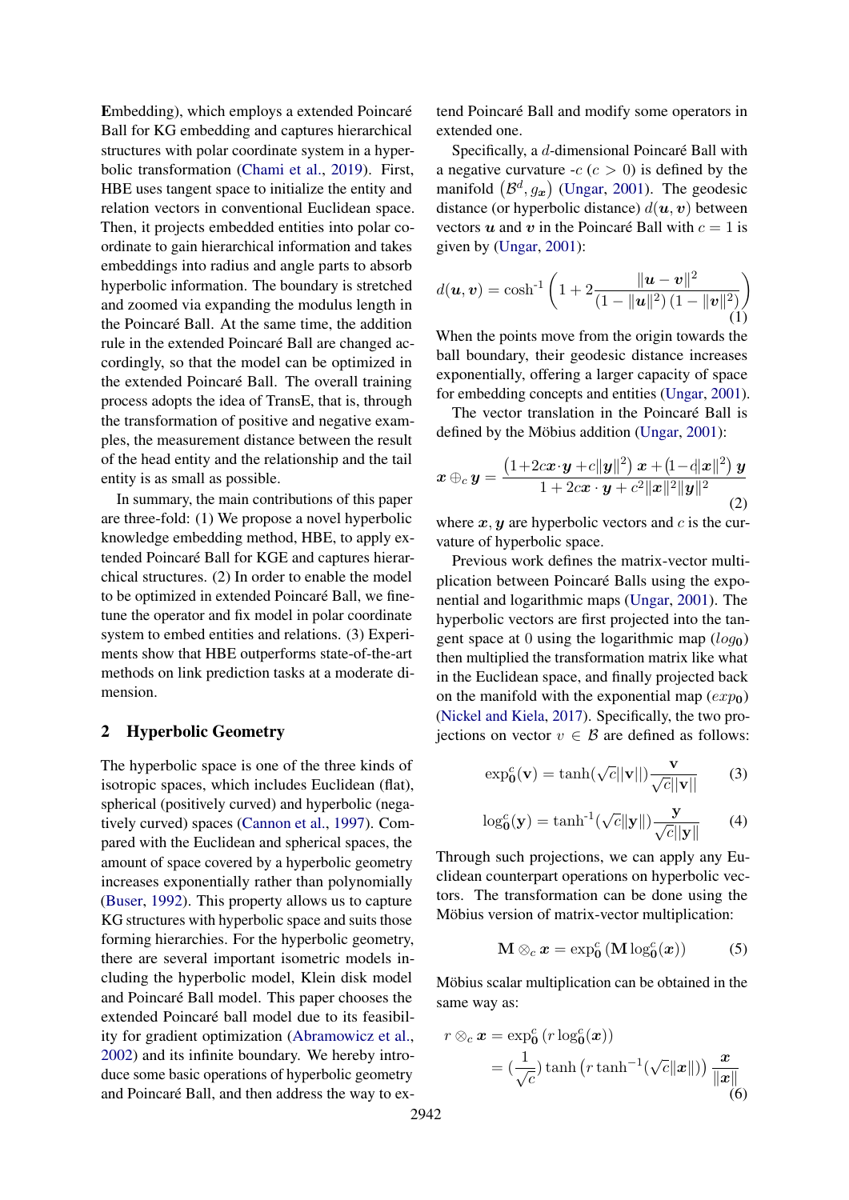**E**mbedding), which employs a extended Poincaré Ball for KG embedding and captures hierarchical structures with polar coordinate system in a hyperbolic transformation (Chami et al., 2019). First, HBE uses tangent space to initialize the entity and relation vectors in conventional Euclidean space. Then, it projects embedded entities into polar coordinate to gain hierarchical information and takes embeddings into radius and angle parts to absorb hyperbolic information. The boundary is stretched and zoomed via expanding the modulus length in the Poincaré Ball. At the same time, the addition rule in the extended Poincaré Ball are changed accordingly, so that the model can be optimized in the extended Poincaré Ball. The overall training process adopts the idea of TransE, that is, through the transformation of positive and negative examples, the measurement distance between the result of the head entity and the relationship and the tail entity is as small as possible.

In summary, the main contributions of this paper are three-fold: (1) We propose a novel hyperbolic knowledge embedding method, HBE, to apply extended Poincaré Ball for KGE and captures hierarchical structures. (2) In order to enable the model to be optimized in extended Poincaré Ball, we finetune the operator and fix model in polar coordinate system to embed entities and relations. (3) Experiments show that HBE outperforms state-of-the-art methods on link prediction tasks at a moderate dimension.

## 2 Hyperbolic Geometry

The hyperbolic space is one of the three kinds of isotropic spaces, which includes Euclidean (flat), spherical (positively curved) and hyperbolic (negatively curved) spaces (Cannon et al., 1997). Compared with the Euclidean and spherical spaces, the amount of space covered by a hyperbolic geometry increases exponentially rather than polynomially (Buser, 1992). This property allows us to capture KG structures with hyperbolic space and suits those forming hierarchies. For the hyperbolic geometry, there are several important isometric models including the hyperbolic model, Klein disk model and Poincaré Ball model. This paper chooses the extended Poincaré ball model due to its feasibility for gradient optimization (Abramowicz et al., 2002) and its infinite boundary. We hereby introduce some basic operations of hyperbolic geometry and Poincaré Ball, and then address the way to extend Poincaré Ball and modify some operators in extended one.

Specifically, a $d$-dimensional Poincaré Ball with a negative curvature -$c$ ($c > 0$) is defined by the manifold $\left(\mathcal{B}^d, g_{\boldsymbol{x}}\right)$ (Ungar, 2001). The geodesic distance (or hyperbolic distance) $d(\boldsymbol{u}, \boldsymbol{v})$ between vectors $\boldsymbol{u}$ and $\boldsymbol{v}$ in the Poincaré Ball with $c = 1$ is given by (Ungar, 2001):

$$d(\boldsymbol{u}, \boldsymbol{v}) = \cosh^{-1}\left(1 + 2\frac{\|\boldsymbol{u}-\boldsymbol{v}\|^2}{(1-\|\boldsymbol{u}\|^2)(1-\|\boldsymbol{v}\|^2)}\right) \tag{1}$$

When the points move from the origin towards the ball boundary, their geodesic distance increases exponentially, offering a larger capacity of space for embedding concepts and entities (Ungar, 2001).

The vector translation in the Poincaré Ball is defined by the Möbius addition (Ungar, 2001):

$$\boldsymbol{x} \oplus_c \boldsymbol{y} = \frac{\left(1+2c\boldsymbol{x}\cdot\boldsymbol{y}+c\|\boldsymbol{y}\|^2\right)\boldsymbol{x} + \left(1-c\|\boldsymbol{x}\|^2\right)\boldsymbol{y}}{1+2c\boldsymbol{x}\cdot\boldsymbol{y}+c^2\|\boldsymbol{x}\|^2\|\boldsymbol{y}\|^2} \tag{2}$$

where $\boldsymbol{x}, \boldsymbol{y}$ are hyperbolic vectors and $c$ is the curvature of hyperbolic space.

Previous work defines the matrix-vector multiplication between Poincaré Balls using the exponential and logarithmic maps (Ungar, 2001). The hyperbolic vectors are first projected into the tangent space at 0 using the logarithmic map ($log_{\mathbf{0}}$) then multiplied the transformation matrix like what in the Euclidean space, and finally projected back on the manifold with the exponential map ($exp_{\mathbf{0}}$) (Nickel and Kiela, 2017). Specifically, the two projections on vector $v \in \mathcal{B}$ are defined as follows:

$$\exp_{\mathbf{0}}^c(\mathbf{v}) = \tanh(\sqrt{c}\|\mathbf{v}\|)\frac{\mathbf{v}}{\sqrt{c}\|\mathbf{v}\|} \tag{3}$$

$$\log_{\mathbf{0}}^c(\mathbf{y}) = \tanh^{-1}(\sqrt{c}\|\mathbf{y}\|)\frac{\mathbf{y}}{\sqrt{c}\|\mathbf{y}\|} \tag{4}$$

Through such projections, we can apply any Euclidean counterpart operations on hyperbolic vectors. The transformation can be done using the Möbius version of matrix-vector multiplication:

$$\mathbf{M} \otimes_c \boldsymbol{x} = \exp_{\mathbf{0}}^c\left(\mathbf{M}\log_{\mathbf{0}}^c(\boldsymbol{x})\right) \tag{5}$$

Möbius scalar multiplication can be obtained in the same way as:

$$\begin{aligned} r \otimes_c \boldsymbol{x} &= \exp_{\mathbf{0}}^c\left(r\log_{\mathbf{0}}^c(\boldsymbol{x})\right) \\ &= \left(\frac{1}{\sqrt{c}}\right)\tanh\left(r\tanh^{-1}(\sqrt{c}\|\boldsymbol{x}\|)\right)\frac{\boldsymbol{x}}{\|\boldsymbol{x}\|} \end{aligned} \tag{6}$$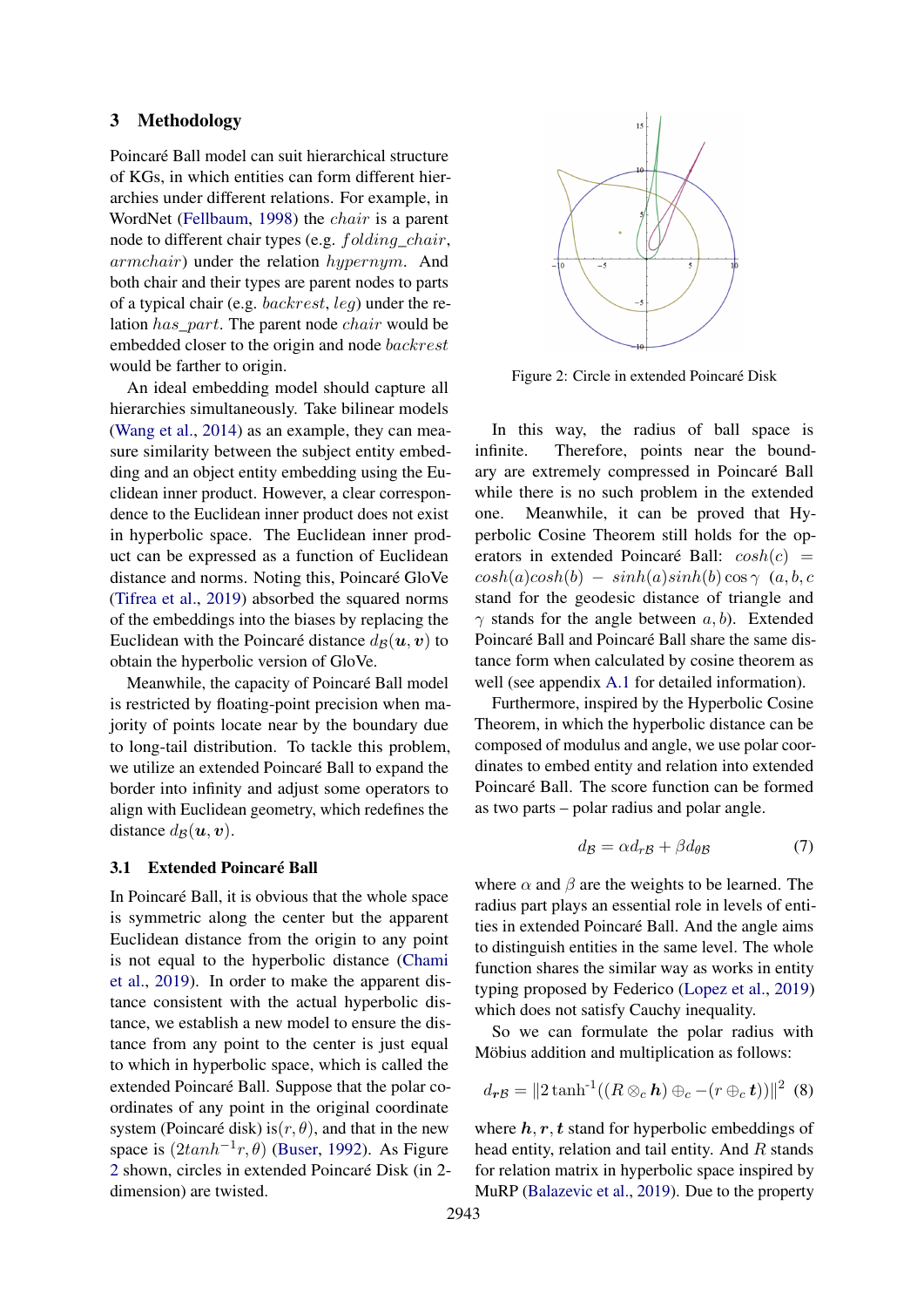## 3 Methodology

Poincaré Ball model can suit hierarchical structure of KGs, in which entities can form different hierarchies under different relations. For example, in WordNet (Fellbaum, 1998) the $chair$ is a parent node to different chair types (e.g. $folding\_chair$, $armchair$) under the relation $hypernym$. And both chair and their types are parent nodes to parts of a typical chair (e.g. $backrest$, $leg$) under the relation $has\_part$. The parent node $chair$ would be embedded closer to the origin and node $backrest$ would be farther to origin.

An ideal embedding model should capture all hierarchies simultaneously. Take bilinear models (Wang et al., 2014) as an example, they can measure similarity between the subject entity embedding and an object entity embedding using the Euclidean inner product. However, a clear correspondence to the Euclidean inner product does not exist in hyperbolic space. The Euclidean inner product can be expressed as a function of Euclidean distance and norms. Noting this, Poincaré GloVe (Tifrea et al., 2019) absorbed the squared norms of the embeddings into the biases by replacing the Euclidean with the Poincaré distance $d_{\mathcal{B}}(\boldsymbol{u}, \boldsymbol{v})$ to obtain the hyperbolic version of GloVe.

Meanwhile, the capacity of Poincaré Ball model is restricted by floating-point precision when majority of points locate near by the boundary due to long-tail distribution. To tackle this problem, we utilize an extended Poincaré Ball to expand the border into infinity and adjust some operators to align with Euclidean geometry, which redefines the distance $d_{\mathcal{B}}(\boldsymbol{u}, \boldsymbol{v})$.

### 3.1 Extended Poincaré Ball

In Poincaré Ball, it is obvious that the whole space is symmetric along the center but the apparent Euclidean distance from the origin to any point is not equal to the hyperbolic distance (Chami et al., 2019). In order to make the apparent distance consistent with the actual hyperbolic distance, we establish a new model to ensure the distance from any point to the center is just equal to which in hyperbolic space, which is called the extended Poincaré Ball. Suppose that the polar coordinates of any point in the original coordinate system (Poincaré disk) is$(r, \theta)$, and that in the new space is $(2tanh^{-1}r, \theta)$ (Buser, 1992). As Figure 2 shown, circles in extended Poincaré Disk (in 2-dimension) are twisted.

Figure 2: Circle in extended Poincaré Disk

In this way, the radius of ball space is infinite. Therefore, points near the boundary are extremely compressed in Poincaré Ball while there is no such problem in the extended one. Meanwhile, it can be proved that Hyperbolic Cosine Theorem still holds for the operators in extended Poincaré Ball: $cosh(c) = cosh(a)cosh(b) - sinh(a)sinh(b)\cos\gamma$ ($a, b, c$ stand for the geodesic distance of triangle and $\gamma$ stands for the angle between $a, b$). Extended Poincaré Ball and Poincaré Ball share the same distance form when calculated by cosine theorem as well (see appendix A.1 for detailed information).

Furthermore, inspired by the Hyperbolic Cosine Theorem, in which the hyperbolic distance can be composed of modulus and angle, we use polar coordinates to embed entity and relation into extended Poincaré Ball. The score function can be formed as two parts – polar radius and polar angle.

$$d_{\mathcal{B}} = \alpha d_{r\mathcal{B}} + \beta d_{\theta\mathcal{B}} \tag{7}$$

where $\alpha$ and $\beta$ are the weights to be learned. The radius part plays an essential role in levels of entities in extended Poincaré Ball. And the angle aims to distinguish entities in the same level. The whole function shares the similar way as works in entity typing proposed by Federico (Lopez et al., 2019) which does not satisfy Cauchy inequality.

So we can formulate the polar radius with Möbius addition and multiplication as follows:

$$d_{r\mathcal{B}} = \|2\tanh^{-1}((R \otimes_c \boldsymbol{h}) \oplus_c -(\boldsymbol{r} \oplus_c \boldsymbol{t}))\|^2 \tag{8}$$

where $\boldsymbol{h}, \boldsymbol{r}, \boldsymbol{t}$ stand for hyperbolic embeddings of head entity, relation and tail entity. And $R$ stands for relation matrix in hyperbolic space inspired by MuRP (Balazevic et al., 2019). Due to the property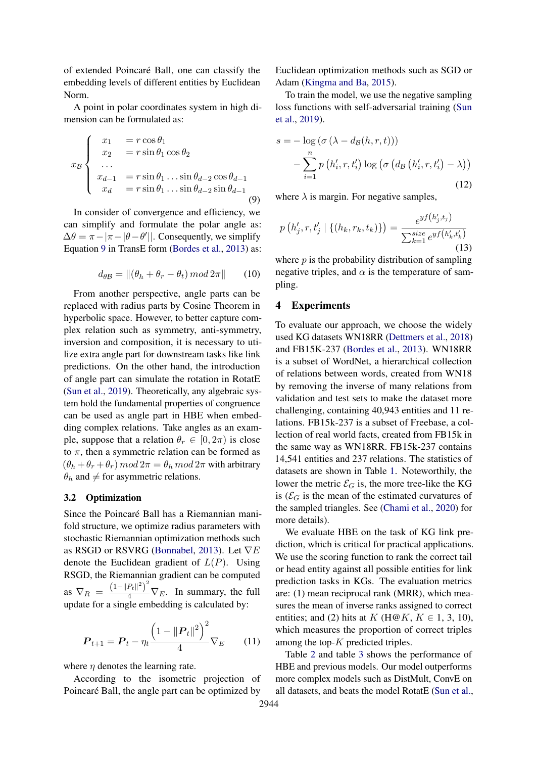of extended Poincaré Ball, one can classify the embedding levels of different entities by Euclidean Norm.

A point in polar coordinates system in high dimension can be formulated as:

$$x_{\mathcal{B}} \begin{cases} x_1 &= r\cos\theta_1 \\ x_2 &= r\sin\theta_1\cos\theta_2 \\ \dots \\ x_{d-1} &= r\sin\theta_1\dots\sin\theta_{d-2}\cos\theta_{d-1} \\ x_d &= r\sin\theta_1\dots\sin\theta_{d-2}\sin\theta_{d-1} \end{cases} \tag{9}$$

In consider of convergence and efficiency, we can simplify and formulate the polar angle as: $\Delta\theta = \pi - |\pi - |\theta - \theta'||$. Consequently, we simplify Equation 9 in TransE form (Bordes et al., 2013) as:

$$d_{\theta\mathcal{B}} = \|(\theta_h + \theta_r - \theta_t)\, mod\, 2\pi\| \tag{10}$$

From another perspective, angle parts can be replaced with radius parts by Cosine Theorem in hyperbolic space. However, to better capture complex relation such as symmetry, anti-symmetry, inversion and composition, it is necessary to utilize extra angle part for downstream tasks like link predictions. On the other hand, the introduction of angle part can simulate the rotation in RotatE (Sun et al., 2019). Theoretically, any algebraic system hold the fundamental properties of congruence can be used as angle part in HBE when embedding complex relations. Take angles as an example, suppose that a relation $\theta_r \in [0, 2\pi)$ is close to $\pi$, then a symmetric relation can be formed as $(\theta_h + \theta_r + \theta_r)\, mod\, 2\pi = \theta_h\, mod\, 2\pi$ with arbitrary $\theta_h$ and $\neq$ for asymmetric relations.

### 3.2 Optimization

Since the Poincaré Ball has a Riemannian manifold structure, we optimize radius parameters with stochastic Riemannian optimization methods such as RSGD or RSVRG (Bonnabel, 2013). Let $\nabla E$ denote the Euclidean gradient of $L(P)$. Using RSGD, the Riemannian gradient can be computed as $\nabla_R = \frac{\left(1-\|P_t\|^2\right)^2}{4}\nabla_E$. In summary, the full update for a single embedding is calculated by:

$$\boldsymbol{P}_{t+1} = \boldsymbol{P}_t - \eta_t \frac{\left(1 - \|\boldsymbol{P}_t\|^2\right)^2}{4}\nabla_E \tag{11}$$

where $\eta$ denotes the learning rate.

According to the isometric projection of Poincaré Ball, the angle part can be optimized by Euclidean optimization methods such as SGD or Adam (Kingma and Ba, 2015).

To train the model, we use the negative sampling loss functions with self-adversarial training (Sun et al., 2019).

$$\begin{aligned} s = &-\log\left(\sigma\left(\lambda - d_{\mathcal{B}}(h, r, t)\right)\right) \\ &- \sum_{i=1}^{n} p\left(h_i', r, t_i'\right)\log\left(\sigma\left(d_{\mathcal{B}}\left(h_i', r, t_i'\right) - \lambda\right)\right) \end{aligned} \tag{12}$$

where $\lambda$ is margin. For negative samples,

$$p\left(h_j', r, t_j' \mid \{(h_k, r_k, t_k)\}\right) = \frac{e^{yf\left(h_j', t_j\right)}}{\sum_{k=1}^{size} e^{yf\left(h_k', t_k'\right)}} \tag{13}$$

where $p$ is the probability distribution of sampling negative triples, and $\alpha$ is the temperature of sampling.

## 4 Experiments

To evaluate our approach, we choose the widely used KG datasets WN18RR (Dettmers et al., 2018) and FB15K-237 (Bordes et al., 2013). WN18RR is a subset of WordNet, a hierarchical collection of relations between words, created from WN18 by removing the inverse of many relations from validation and test sets to make the dataset more challenging, containing 40,943 entities and 11 relations. FB15k-237 is a subset of Freebase, a collection of real world facts, created from FB15k in the same way as WN18RR. FB15k-237 contains 14,541 entities and 237 relations. The statistics of datasets are shown in Table 1. Noteworthily, the lower the metric $\mathcal{E}_G$ is, the more tree-like the KG is ($\mathcal{E}_G$ is the mean of the estimated curvatures of the sampled triangles. See (Chami et al., 2020) for more details).

We evaluate HBE on the task of KG link prediction, which is critical for practical applications. We use the scoring function to rank the correct tail or head entity against all possible entities for link prediction tasks in KGs. The evaluation metrics are: (1) mean reciprocal rank (MRR), which measures the mean of inverse ranks assigned to correct entities; and (2) hits at $K$ (H@$K$, $K \in$ 1, 3, 10), which measures the proportion of correct triples among the top-$K$ predicted triples.

Table 2 and table 3 shows the performance of HBE and previous models. Our model outperforms more complex models such as DistMult, ConvE on all datasets, and beats the model RotatE (Sun et al.,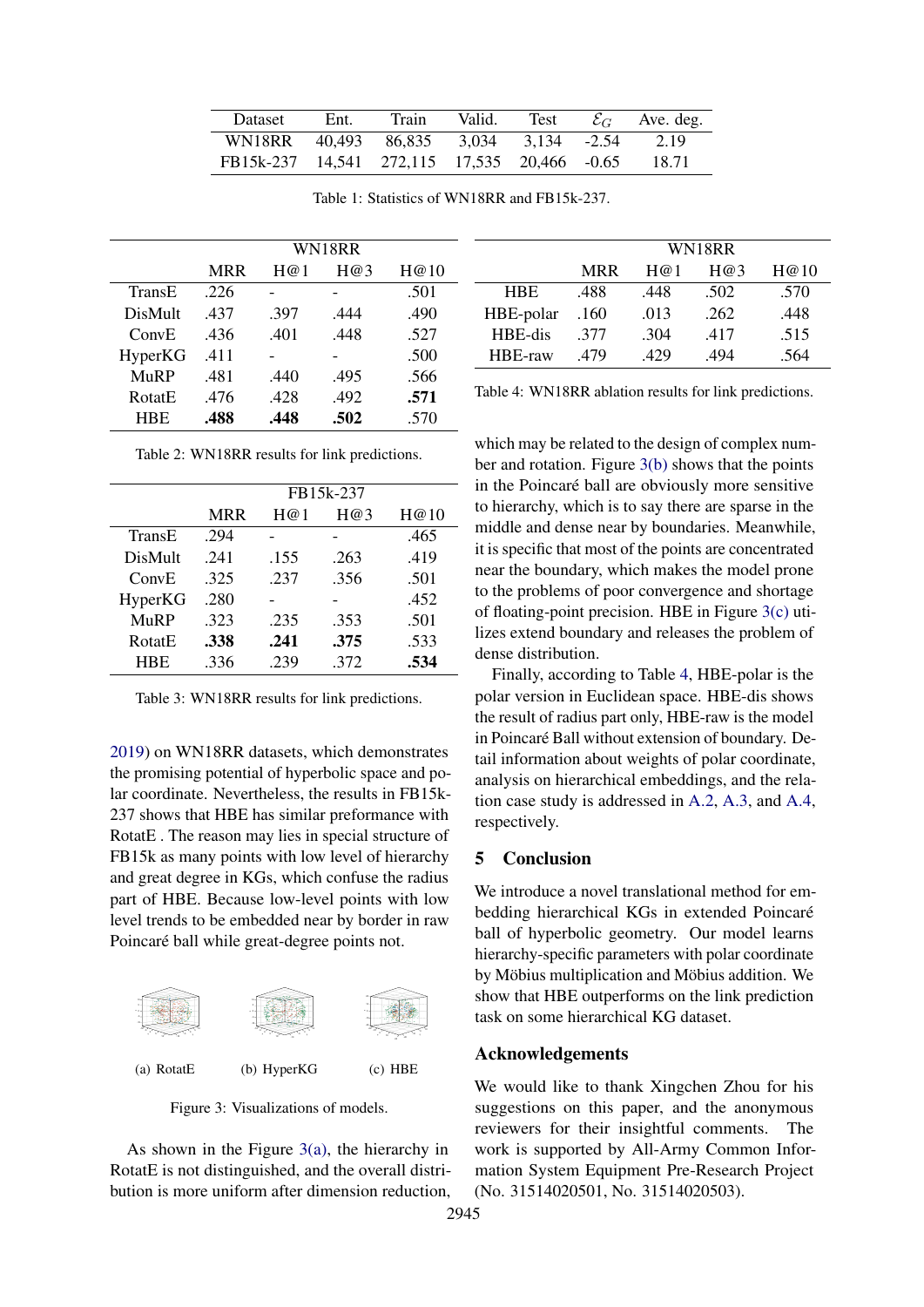| Dataset | Ent. | Train | Valid. | Test | $\mathcal{E}_G$ | Ave. deg. |
|---|---|---|---|---|---|---|
| WN18RR | 40,493 | 86,835 | 3,034 | 3,134 | -2.54 | 2.19 |
| FB15k-237 | 14,541 | 272,115 | 17,535 | 20,466 | -0.65 | 18.71 |

Table 1: Statistics of WN18RR and FB15k-237.

| | WN18RR | | | |
|---|---|---|---|---|
| | MRR | H@1 | H@3 | H@10 |
| TransE | .226 | - | - | .501 |
| DisMult | .437 | .397 | .444 | .490 |
| ConvE | .436 | .401 | .448 | .527 |
| HyperKG | .411 | - | - | .500 |
| MuRP | .481 | .440 | .495 | .566 |
| RotatE | .476 | .428 | .492 | **.571** |
| HBE | **.488** | **.448** | **.502** | .570 |

Table 2: WN18RR results for link predictions.

| | FB15k-237 | | | |
|---|---|---|---|---|
| | MRR | H@1 | H@3 | H@10 |
| TransE | .294 | - | - | .465 |
| DisMult | .241 | .155 | .263 | .419 |
| ConvE | .325 | .237 | .356 | .501 |
| HyperKG | .280 | - | - | .452 |
| MuRP | .323 | .235 | .353 | .501 |
| RotatE | **.338** | **.241** | **.375** | .533 |
| HBE | .336 | .239 | .372 | **.534** |

Table 3: WN18RR results for link predictions.

2019) on WN18RR datasets, which demonstrates the promising potential of hyperbolic space and polar coordinate. Nevertheless, the results in FB15k-237 shows that HBE has similar preformance with RotatE . The reason may lies in special structure of FB15k as many points with low level of hierarchy and great degree in KGs, which confuse the radius part of HBE. Because low-level points with low level trends to be embedded near by border in raw Poincaré ball while great-degree points not.

(a) RotatE (b) HyperKG (c) HBE

Figure 3: Visualizations of models.

As shown in the Figure 3(a), the hierarchy in RotatE is not distinguished, and the overall distribution is more uniform after dimension reduction, which may be related to the design of complex number and rotation. Figure 3(b) shows that the points in the Poincaré ball are obviously more sensitive to hierarchy, which is to say there are sparse in the middle and dense near by boundaries. Meanwhile, it is specific that most of the points are concentrated near the boundary, which makes the model prone to the problems of poor convergence and shortage of floating-point precision. HBE in Figure 3(c) utilizes extend boundary and releases the problem of dense distribution.

| | WN18RR | | | |
|---|---|---|---|---|
| | MRR | H@1 | H@3 | H@10 |
| HBE | .488 | .448 | .502 | .570 |
| HBE-polar | .160 | .013 | .262 | .448 |
| HBE-dis | .377 | .304 | .417 | .515 |
| HBE-raw | .479 | .429 | .494 | .564 |

Table 4: WN18RR ablation results for link predictions.

Finally, according to Table 4, HBE-polar is the polar version in Euclidean space. HBE-dis shows the result of radius part only, HBE-raw is the model in Poincaré Ball without extension of boundary. Detail information about weights of polar coordinate, analysis on hierarchical embeddings, and the relation case study is addressed in A.2, A.3, and A.4, respectively.

## 5 Conclusion

We introduce a novel translational method for embedding hierarchical KGs in extended Poincaré ball of hyperbolic geometry. Our model learns hierarchy-specific parameters with polar coordinate by Möbius multiplication and Möbius addition. We show that HBE outperforms on the link prediction task on some hierarchical KG dataset.

## Acknowledgements

We would like to thank Xingchen Zhou for his suggestions on this paper, and the anonymous reviewers for their insightful comments. The work is supported by All-Army Common Information System Equipment Pre-Research Project (No. 31514020501, No. 31514020503).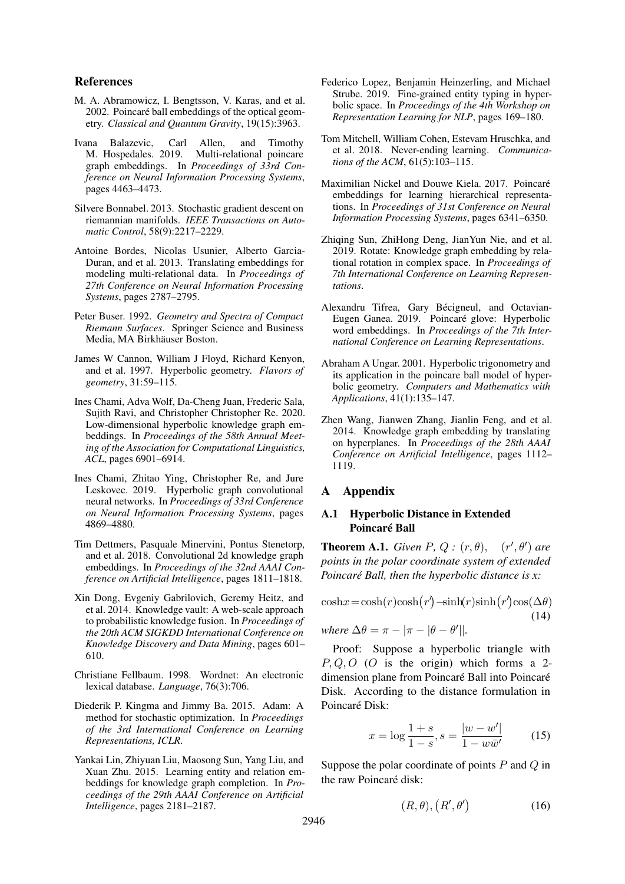## References

M. A. Abramowicz, I. Bengtsson, V. Karas, and et al. 2002. Poincaré ball embeddings of the optical geometry. *Classical and Quantum Gravity*, 19(15):3963.

Ivana Balazevic, Carl Allen, and Timothy M. Hospedales. 2019. Multi-relational poincare graph embeddings. In *Proceedings of 33rd Conference on Neural Information Processing Systems*, pages 4463–4473.

Silvere Bonnabel. 2013. Stochastic gradient descent on riemannian manifolds. *IEEE Transactions on Automatic Control*, 58(9):2217–2229.

Antoine Bordes, Nicolas Usunier, Alberto Garcia-Duran, and et al. 2013. Translating embeddings for modeling multi-relational data. In *Proceedings of 27th Conference on Neural Information Processing Systems*, pages 2787–2795.

Peter Buser. 1992. *Geometry and Spectra of Compact Riemann Surfaces*. Springer Science and Business Media, MA Birkhäuser Boston.

James W Cannon, William J Floyd, Richard Kenyon, and et al. 1997. Hyperbolic geometry. *Flavors of geometry*, 31:59–115.

Ines Chami, Adva Wolf, Da-Cheng Juan, Frederic Sala, Sujith Ravi, and Christopher Christopher Re. 2020. Low-dimensional hyperbolic knowledge graph embeddings. In *Proceedings of the 58th Annual Meeting of the Association for Computational Linguistics, ACL*, pages 6901–6914.

Ines Chami, Zhitao Ying, Christopher Re, and Jure Leskovec. 2019. Hyperbolic graph convolutional neural networks. In *Proceedings of 33rd Conference on Neural Information Processing Systems*, pages 4869–4880.

Tim Dettmers, Pasquale Minervini, Pontus Stenetorp, and et al. 2018. Convolutional 2d knowledge graph embeddings. In *Proceedings of the 32nd AAAI Conference on Artificial Intelligence*, pages 1811–1818.

Xin Dong, Evgeniy Gabrilovich, Geremy Heitz, and et al. 2014. Knowledge vault: A web-scale approach to probabilistic knowledge fusion. In *Proceedings of the 20th ACM SIGKDD International Conference on Knowledge Discovery and Data Mining*, pages 601–610.

Christiane Fellbaum. 1998. Wordnet: An electronic lexical database. *Language*, 76(3):706.

Diederik P. Kingma and Jimmy Ba. 2015. Adam: A method for stochastic optimization. In *Proceedings of the 3rd International Conference on Learning Representations, ICLR*.

Yankai Lin, Zhiyuan Liu, Maosong Sun, Yang Liu, and Xuan Zhu. 2015. Learning entity and relation embeddings for knowledge graph completion. In *Proceedings of the 29th AAAI Conference on Artificial Intelligence*, pages 2181–2187.

Federico Lopez, Benjamin Heinzerling, and Michael Strube. 2019. Fine-grained entity typing in hyperbolic space. In *Proceedings of the 4th Workshop on Representation Learning for NLP*, pages 169–180.

Tom Mitchell, William Cohen, Estevam Hruschka, and et al. 2018. Never-ending learning. *Communications of the ACM*, 61(5):103–115.

Maximilian Nickel and Douwe Kiela. 2017. Poincaré embeddings for learning hierarchical representations. In *Proceedings of 31st Conference on Neural Information Processing Systems*, pages 6341–6350.

Zhiqing Sun, ZhiHong Deng, JianYun Nie, and et al. 2019. Rotate: Knowledge graph embedding by relational rotation in complex space. In *Proceedings of 7th International Conference on Learning Representations*.

Alexandru Tifrea, Gary Bécigneul, and Octavian-Eugen Ganea. 2019. Poincaré glove: Hyperbolic word embeddings. In *Proceedings of the 7th International Conference on Learning Representations*.

Abraham A Ungar. 2001. Hyperbolic trigonometry and its application in the poincare ball model of hyperbolic geometry. *Computers and Mathematics with Applications*, 41(1):135–147.

Zhen Wang, Jianwen Zhang, Jianlin Feng, and et al. 2014. Knowledge graph embedding by translating on hyperplanes. In *Proceedings of the 28th AAAI Conference on Artificial Intelligence*, pages 1112–1119.

## A Appendix

### A.1 Hyperbolic Distance in Extended Poincaré Ball

**Theorem A.1.** *Given $P$, $Q$ : $(r, \theta)$, $\quad (r', \theta')$ are points in the polar coordinate system of extended Poincaré Ball, then the hyperbolic distance is x:*

$$\cosh x = \cosh(r)\cosh(r') - \sinh(r)\sinh(r')\cos(\Delta\theta) \tag{14}$$

*where $\Delta\theta = \pi - |\pi - |\theta - \theta'||$.*

Proof: Suppose a hyperbolic triangle with $P, Q, O$ ($O$ is the origin) which forms a 2-dimension plane from Poincaré Ball into Poincaré Disk. According to the distance formulation in Poincaré Disk:

$$x = \log \frac{1+s}{1-s}, s = \frac{|w - w'|}{1 - w\bar{w}'} \tag{15}$$

Suppose the polar coordinate of points $P$ and $Q$ in the raw Poincaré disk:

$$(R, \theta), (R', \theta') \tag{16}$$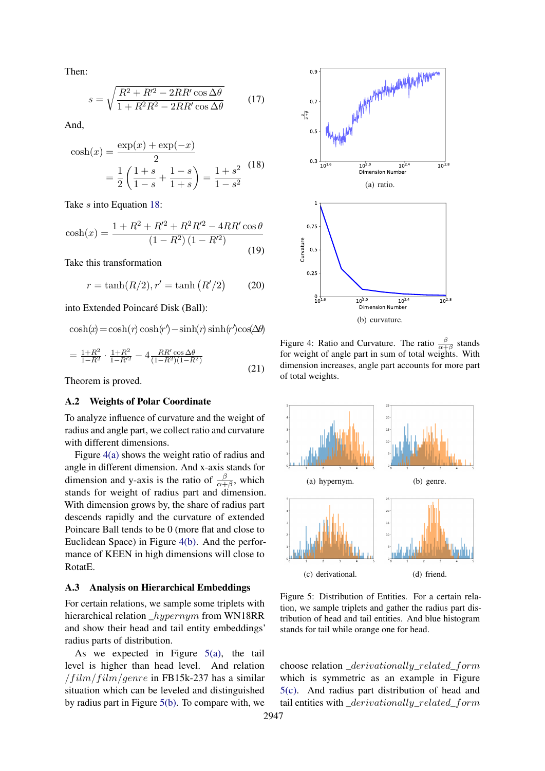Then:

$$s = \sqrt{\frac{R^2 + R'^2 - 2RR' \cos \Delta\theta}{1 + R^2 R^2 - 2RR' \cos \Delta\theta}} \tag{17}$$

And,

$$\begin{aligned} \cosh(x) &= \frac{\exp(x) + \exp(-x)}{2} \\ &= \frac{1}{2}\left(\frac{1+s}{1-s} + \frac{1-s}{1+s}\right) = \frac{1+s^2}{1-s^2} \end{aligned} \tag{18}$$

Take $s$ into Equation 18:

$$\cosh(x) = \frac{1 + R^2 + R'^2 + R^2 R'^2 - 4RR' \cos \theta}{(1 - R^2)(1 - R'^2)} \tag{19}$$

Take this transformation

$$r = \tanh(R/2), r' = \tanh(R'/2) \tag{20}$$

into Extended Poincaré Disk (Ball):

$$\begin{aligned} &\cosh(x) = \cosh(r)\cosh(r') - \sinh(r)\sinh(r')\cos(\Delta\theta) \\ &= \frac{1+R^2}{1-R^2} \cdot \frac{1+R^2}{1-R'^2} - 4\frac{RR' \cos \Delta\theta}{(1-R^2)(1-R^2)} \end{aligned} \tag{21}$$

Theorem is proved.

### A.2 Weights of Polar Coordinate

To analyze influence of curvature and the weight of radius and angle part, we collect ratio and curvature with different dimensions.

Figure 4(a) shows the weight ratio of radius and angle in different dimension. And x-axis stands for dimension and y-axis is the ratio of $\frac{\beta}{\alpha+\beta}$, which stands for weight of radius part and dimension. With dimension grows by, the share of radius part descends rapidly and the curvature of extended Poincare Ball tends to be 0 (more flat and close to Euclidean Space) in Figure 4(b). And the performance of KEEN in high dimensions will close to RotatE.

### A.3 Analysis on Hierarchical Embeddings

For certain relations, we sample some triplets with hierarchical relation $\_hypernym$ from WN18RR and show their head and tail entity embeddings' radius parts of distribution.

As we expected in Figure 5(a), the tail level is higher than head level. And relation $/film/film/genre$ in FB15k-237 has a similar situation which can be leveled and distinguished by radius part in Figure 5(b). To compare with, we choose relation $\_derivationally\_related\_form$ which is symmetric as an example in Figure 5(c). And radius part distribution of head and tail entities with $\_derivationally\_related\_form$

(a) ratio.

(b) curvature.

Figure 4: Ratio and Curvature. The ratio $\frac{\beta}{\alpha+\beta}$ stands for weight of angle part in sum of total weights. With dimension increases, angle part accounts for more part of total weights.

(a) hypernym. (b) genre.

(c) derivational. (d) friend.

Figure 5: Distribution of Entities. For a certain relation, we sample triplets and gather the radius part distribution of head and tail entities. And blue histogram stands for tail while orange one for head.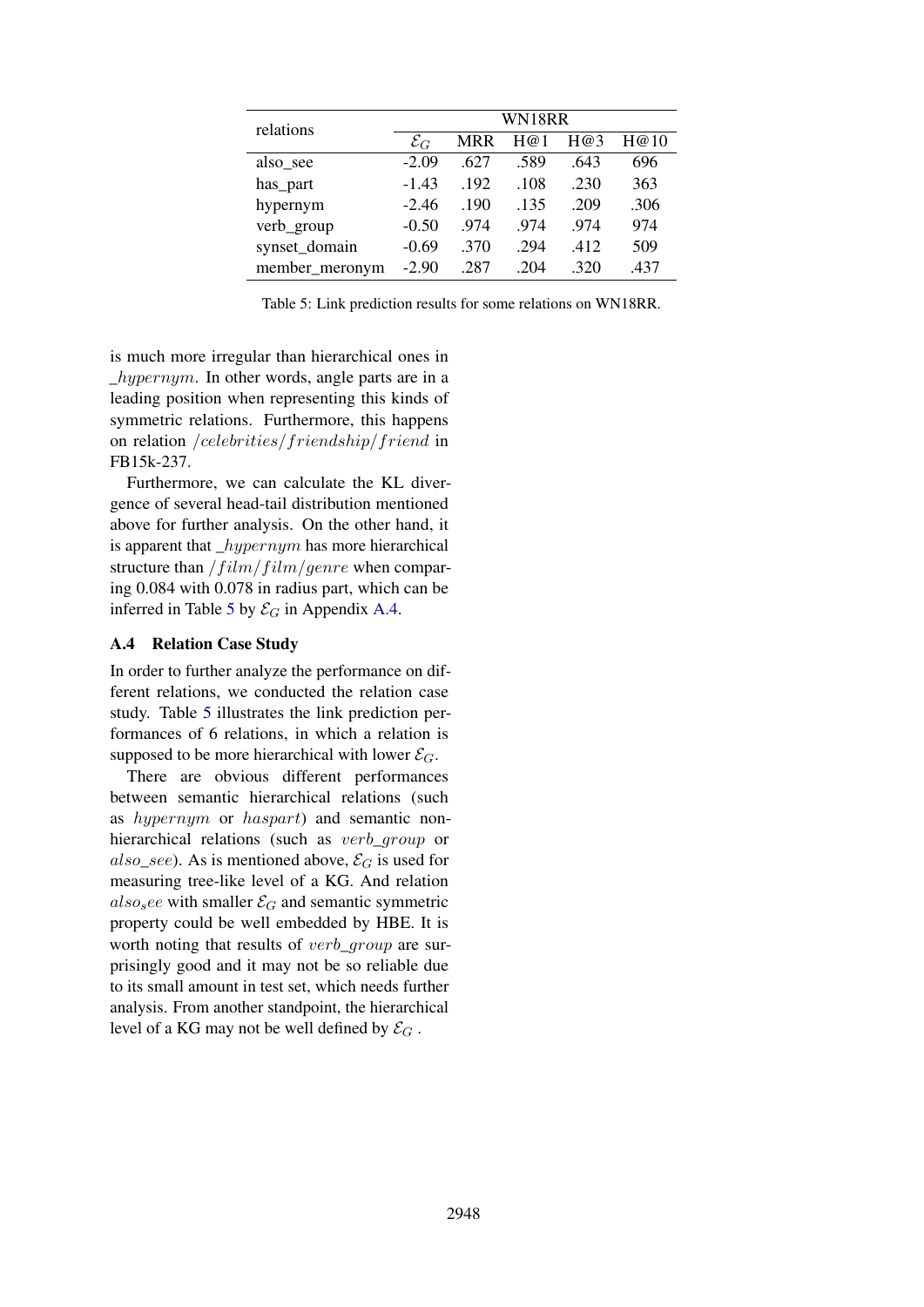| relations | WN18RR | | | | |
|---|---|---|---|---|---|
| | $\mathcal{E}_G$ | MRR | H@1 | H@3 | H@10 |
| also_see | -2.09 | .627 | .589 | .643 | 696 |
| has_part | -1.43 | .192 | .108 | .230 | 363 |
| hypernym | -2.46 | .190 | .135 | .209 | .306 |
| verb_group | -0.50 | .974 | .974 | .974 | 974 |
| synset_domain | -0.69 | .370 | .294 | .412 | 509 |
| member_meronym | -2.90 | .287 | .204 | .320 | .437 |

Table 5: Link prediction results for some relations on WN18RR.

is much more irregular than hierarchical ones in $\_hypernym$. In other words, angle parts are in a leading position when representing this kinds of symmetric relations. Furthermore, this happens on relation $/celebrities/friendship/friend$ in FB15k-237.

Furthermore, we can calculate the KL divergence of several head-tail distribution mentioned above for further analysis. On the other hand, it is apparent that $\_hypernym$ has more hierarchical structure than $/film/film/genre$ when comparing 0.084 with 0.078 in radius part, which can be inferred in Table 5 by $\mathcal{E}_G$ in Appendix A.4.

### A.4 Relation Case Study

In order to further analyze the performance on different relations, we conducted the relation case study. Table 5 illustrates the link prediction performances of 6 relations, in which a relation is supposed to be more hierarchical with lower $\mathcal{E}_G$.

There are obvious different performances between semantic hierarchical relations (such as $hypernym$ or $haspart$) and semantic non-hierarchical relations (such as $verb\_group$ or $also\_see$). As is mentioned above, $\mathcal{E}_G$ is used for measuring tree-like level of a KG. And relation $also_see$ with smaller $\mathcal{E}_G$ and semantic symmetric property could be well embedded by HBE. It is worth noting that results of $verb\_group$ are surprisingly good and it may not be so reliable due to its small amount in test set, which needs further analysis. From another standpoint, the hierarchical level of a KG may not be well defined by $\mathcal{E}_G$ .